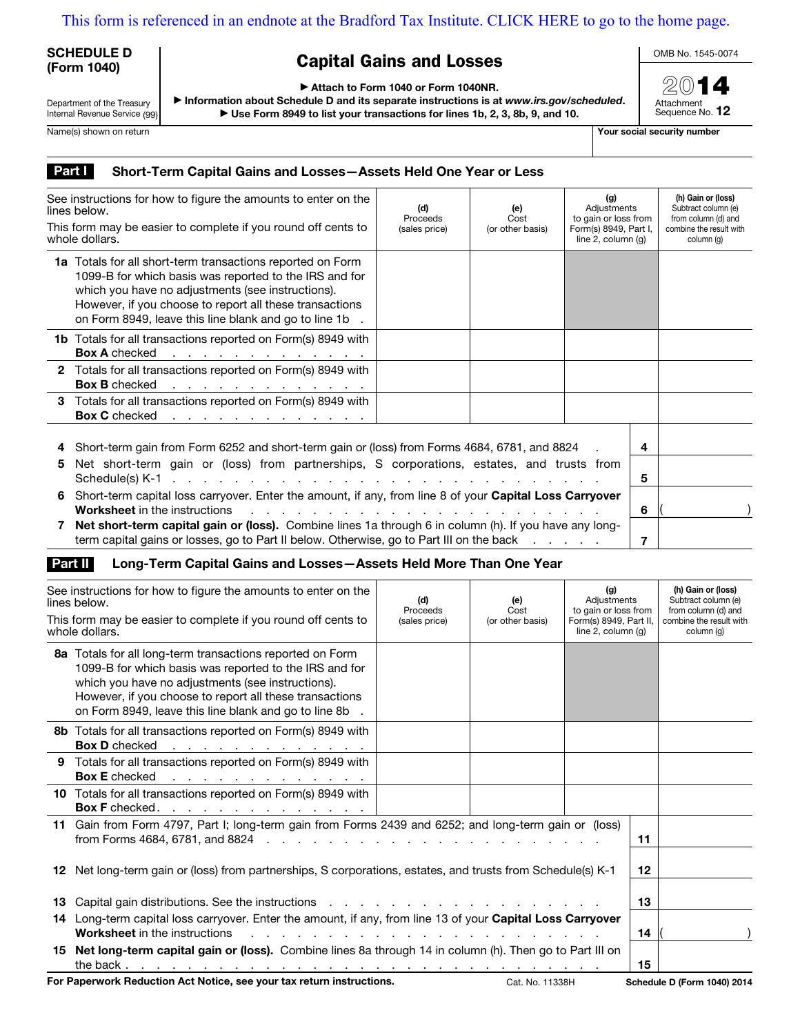This form is referenced in an endnote at the Bradford Tax Institute. CLICK HERE to go to the home page.

**SCHEDULE D (Form 1040)**

Department of the Treasury
Internal Revenue Service (99)

# Capital Gains and Losses

▶ Attach to Form 1040 or Form 1040NR.
▶ Information about Schedule D and its separate instructions is at *www.irs.gov/scheduled*.
▶ Use Form 8949 to list your transactions for lines 1b, 2, 3, 8b, 9, and 10.

OMB No. 1545-0074

2014

Attachment Sequence No. **12**

Name(s) shown on return | Your social security number

## Part I Short-Term Capital Gains and Losses—Assets Held One Year or Less

| See instructions for how to figure the amounts to enter on the lines below. This form may be easier to complete if you round off cents to whole dollars. | (d) Proceeds (sales price) | (e) Cost (or other basis) | (g) Adjustments to gain or loss from Form(s) 8949, Part I, line 2, column (g) | (h) Gain or (loss) Subtract column (e) from column (d) and combine the result with column (g) |
|---|---|---|---|---|
| **1a** Totals for all short-term transactions reported on Form 1099-B for which basis was reported to the IRS and for which you have no adjustments (see instructions). However, if you choose to report all these transactions on Form 8949, leave this line blank and go to line 1b | | | | |
| **1b** Totals for all transactions reported on Form(s) 8949 with **Box A** checked | | | | |
| **2** Totals for all transactions reported on Form(s) 8949 with **Box B** checked | | | | |
| **3** Totals for all transactions reported on Form(s) 8949 with **Box C** checked | | | | |

| | Line | Amount |
|---|---|---|
| **4** Short-term gain from Form 6252 and short-term gain or (loss) from Forms 4684, 6781, and 8824 | 4 | |
| **5** Net short-term gain or (loss) from partnerships, S corporations, estates, and trusts from Schedule(s) K-1 | 5 | |
| **6** Short-term capital loss carryover. Enter the amount, if any, from line 8 of your **Capital Loss Carryover Worksheet** in the instructions | 6 | ( ) |
| **7** **Net short-term capital gain or (loss).** Combine lines 1a through 6 in column (h). If you have any long-term capital gains or losses, go to Part II below. Otherwise, go to Part III on the back | 7 | |

## Part II Long-Term Capital Gains and Losses—Assets Held More Than One Year

| See instructions for how to figure the amounts to enter on the lines below. This form may be easier to complete if you round off cents to whole dollars. | (d) Proceeds (sales price) | (e) Cost (or other basis) | (g) Adjustments to gain or loss from Form(s) 8949, Part II, line 2, column (g) | (h) Gain or (loss) Subtract column (e) from column (d) and combine the result with column (g) |
|---|---|---|---|---|
| **8a** Totals for all long-term transactions reported on Form 1099-B for which basis was reported to the IRS and for which you have no adjustments (see instructions). However, if you choose to report all these transactions on Form 8949, leave this line blank and go to line 8b | | | | |
| **8b** Totals for all transactions reported on Form(s) 8949 with **Box D** checked | | | | |
| **9** Totals for all transactions reported on Form(s) 8949 with **Box E** checked | | | | |
| **10** Totals for all transactions reported on Form(s) 8949 with **Box F** checked | | | | |

| | Line | Amount |
|---|---|---|
| **11** Gain from Form 4797, Part I; long-term gain from Forms 2439 and 6252; and long-term gain or (loss) from Forms 4684, 6781, and 8824 | 11 | |
| **12** Net long-term gain or (loss) from partnerships, S corporations, estates, and trusts from Schedule(s) K-1 | 12 | |
| **13** Capital gain distributions. See the instructions | 13 | |
| **14** Long-term capital loss carryover. Enter the amount, if any, from line 13 of your **Capital Loss Carryover Worksheet** in the instructions | 14 | ( ) |
| **15** **Net long-term capital gain or (loss).** Combine lines 8a through 14 in column (h). Then go to Part III on the back | 15 | |

**For Paperwork Reduction Act Notice, see your tax return instructions.** Cat. No. 11338H **Schedule D (Form 1040) 2014**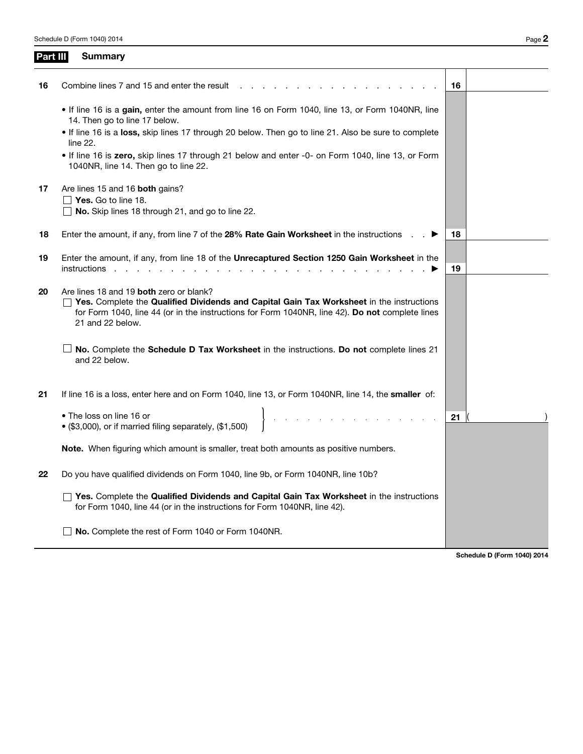## Part III Summary

**16** Combine lines 7 and 15 and enter the result . . . . . . . . . . . . . . . . . . . **16**

- If line 16 is a **gain,** enter the amount from line 16 on Form 1040, line 13, or Form 1040NR, line 14. Then go to line 17 below.
- If line 16 is a **loss,** skip lines 17 through 20 below. Then go to line 21. Also be sure to complete line 22.
- If line 16 is **zero,** skip lines 17 through 21 below and enter -0- on Form 1040, line 13, or Form 1040NR, line 14. Then go to line 22.

**17** Are lines 15 and 16 **both** gains?

☐ **Yes.** Go to line 18.

☐ **No.** Skip lines 18 through 21, and go to line 22.

**18** Enter the amount, if any, from line 7 of the **28% Rate Gain Worksheet** in the instructions . . ▶ **18**

**19** Enter the amount, if any, from line 18 of the **Unrecaptured Section 1250 Gain Worksheet** in the instructions . . . . . . . . . . . . . . . . . . . . . . . . . . . . . . ▶ **19**

**20** Are lines 18 and 19 **both** zero or blank?

☐ **Yes.** Complete the **Qualified Dividends and Capital Gain Tax Worksheet** in the instructions for Form 1040, line 44 (or in the instructions for Form 1040NR, line 42). **Do not** complete lines 21 and 22 below.

☐ **No.** Complete the **Schedule D Tax Worksheet** in the instructions. **Do not** complete lines 21 and 22 below.

**21** If line 16 is a loss, enter here and on Form 1040, line 13, or Form 1040NR, line 14, the **smaller** of:

- The loss on line 16 or
- ($3,000), or if married filing separately, ($1,500)

. . . . . . . . . . . . . . . . . . **21** ( )

**Note.** When figuring which amount is smaller, treat both amounts as positive numbers.

**22** Do you have qualified dividends on Form 1040, line 9b, or Form 1040NR, line 10b?

☐ **Yes.** Complete the **Qualified Dividends and Capital Gain Tax Worksheet** in the instructions for Form 1040, line 44 (or in the instructions for Form 1040NR, line 42).

☐ **No.** Complete the rest of Form 1040 or Form 1040NR.